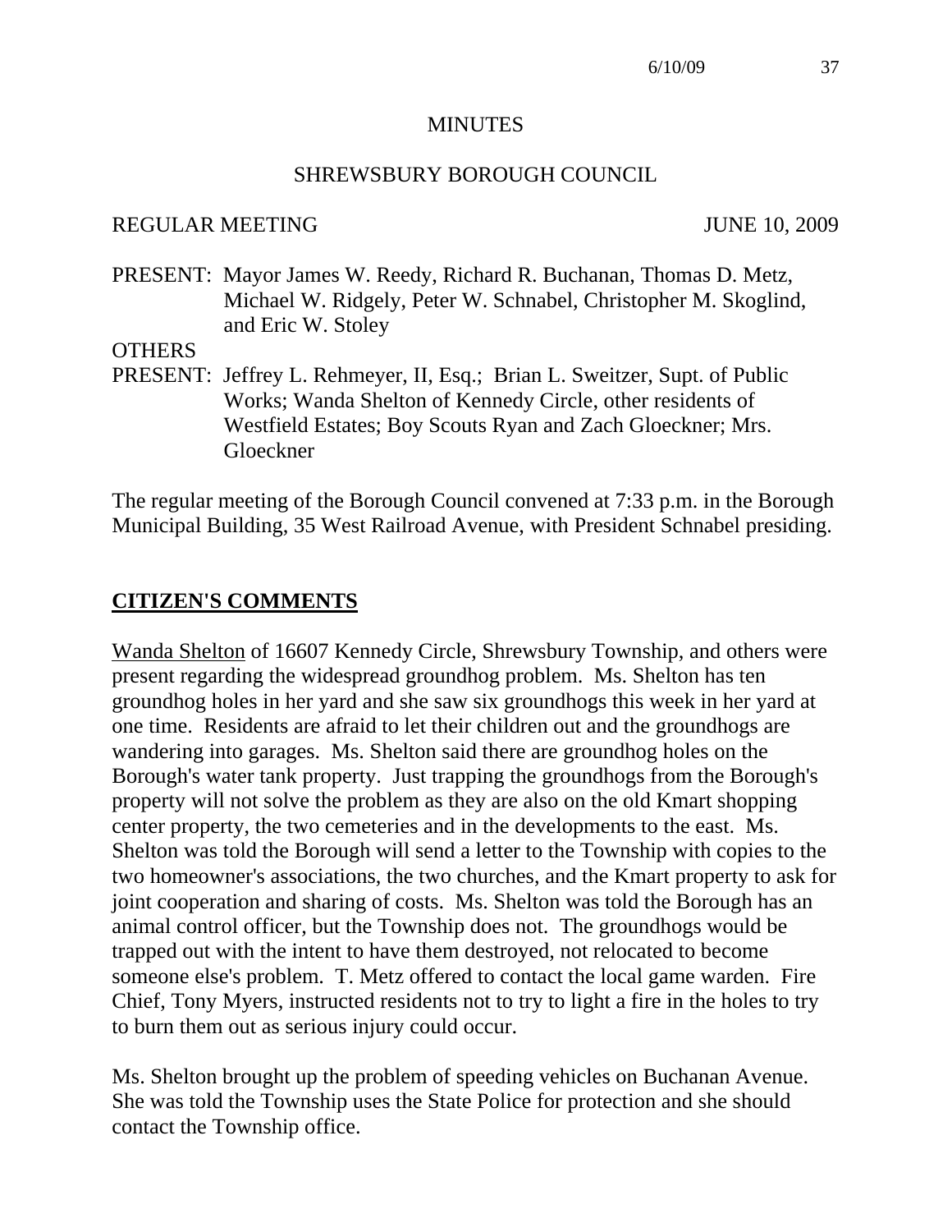# MINUTES

## SHREWSBURY BOROUGH COUNCIL

REGULAR MEETING JUNE 10, 2009

PRESENT: Mayor James W. Reedy, Richard R. Buchanan, Thomas D. Metz, Michael W. Ridgely, Peter W. Schnabel, Christopher M. Skoglind, and Eric W. Stoley

OTHERS PRESENT: Jeffrey L. Rehmeyer, II, Esq.; Brian L. Sweitzer, Supt. of Public Works; Wanda Shelton of Kennedy Circle, other residents of Westfield Estates; Boy Scouts Ryan and Zach Gloeckner; Mrs. Gloeckner

The regular meeting of the Borough Council convened at 7:33 p.m. in the Borough Municipal Building, 35 West Railroad Avenue, with President Schnabel presiding.

## CITIZEN'S COMMENTS

Wanda Shelton of 16607 Kennedy Circle, Shrewsbury Township, and others were present regarding the widespread groundhog problem. Ms. Shelton has ten groundhog holes in her yard and she saw six groundhogs this week in her yard at one time. Residents are afraid to let their children out and the groundhogs are wandering into garages. Ms. Shelton said there are groundhog holes on the Borough's water tank property. Just trapping the groundhogs from the Borough's property will not solve the problem as they are also on the old Kmart shopping center property, the two cemeteries and in the developments to the east. Ms. Shelton was told the Borough will send a letter to the Township with copies to the two homeowner's associations, the two churches, and the Kmart property to ask for joint cooperation and sharing of costs. Ms. Shelton was told the Borough has an animal control officer, but the Township does not. The groundhogs would be trapped out with the intent to have them destroyed, not relocated to become someone else's problem. T. Metz offered to contact the local game warden. Fire Chief, Tony Myers, instructed residents not to try to light a fire in the holes to try to burn them out as serious injury could occur.

Ms. Shelton brought up the problem of speeding vehicles on Buchanan Avenue. She was told the Township uses the State Police for protection and she should contact the Township office.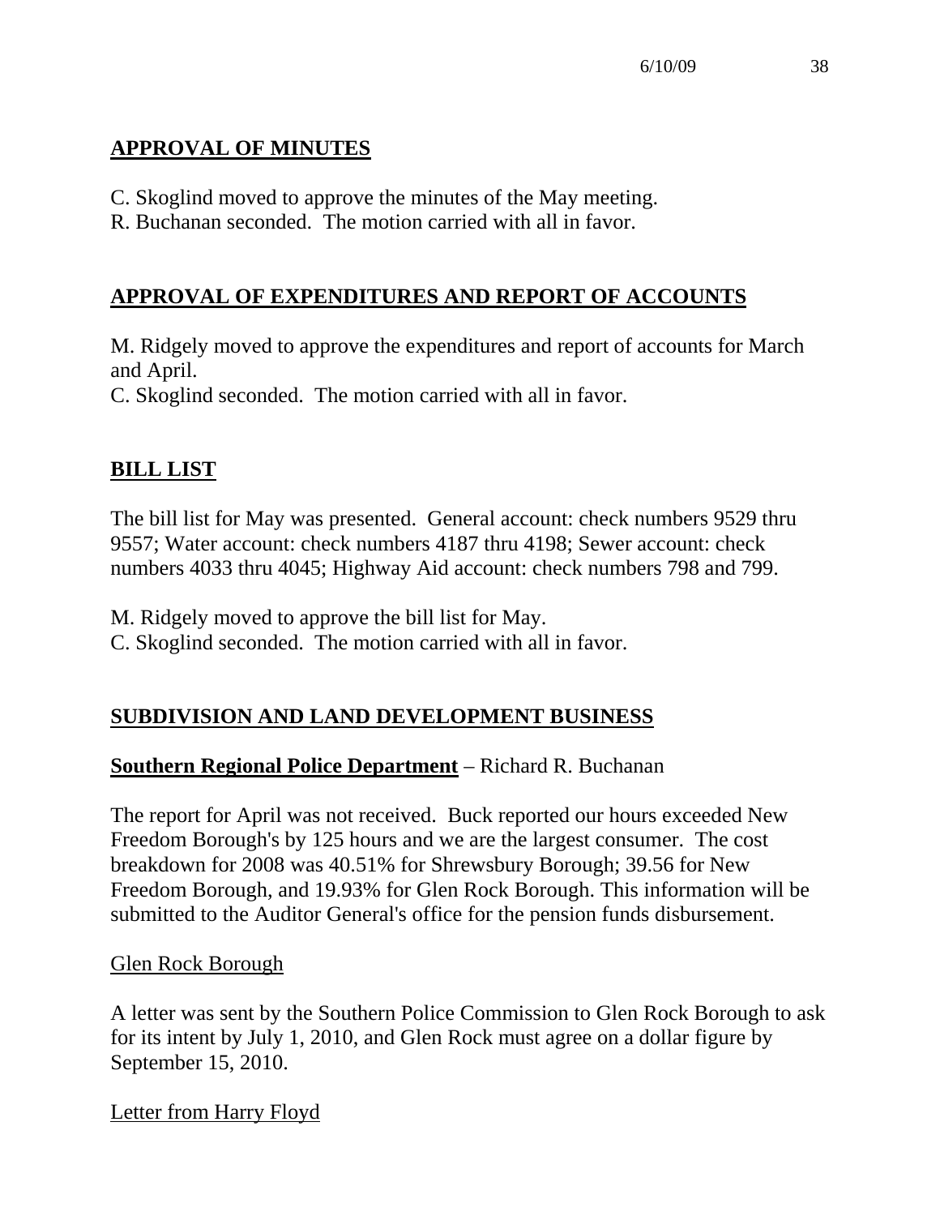## APPROVAL OF MINUTES

C. Skoglind moved to approve the minutes of the May meeting.
R. Buchanan seconded. The motion carried with all in favor.

## APPROVAL OF EXPENDITURES AND REPORT OF ACCOUNTS

M. Ridgely moved to approve the expenditures and report of accounts for March and April.
C. Skoglind seconded. The motion carried with all in favor.

## BILL LIST

The bill list for May was presented. General account: check numbers 9529 thru 9557; Water account: check numbers 4187 thru 4198; Sewer account: check numbers 4033 thru 4045; Highway Aid account: check numbers 798 and 799.

M. Ridgely moved to approve the bill list for May.
C. Skoglind seconded. The motion carried with all in favor.

## SUBDIVISION AND LAND DEVELOPMENT BUSINESS

**Southern Regional Police Department** – Richard R. Buchanan

The report for April was not received. Buck reported our hours exceeded New Freedom Borough's by 125 hours and we are the largest consumer. The cost breakdown for 2008 was 40.51% for Shrewsbury Borough; 39.56 for New Freedom Borough, and 19.93% for Glen Rock Borough. This information will be submitted to the Auditor General's office for the pension funds disbursement.

Glen Rock Borough

A letter was sent by the Southern Police Commission to Glen Rock Borough to ask for its intent by July 1, 2010, and Glen Rock must agree on a dollar figure by September 15, 2010.

Letter from Harry Floyd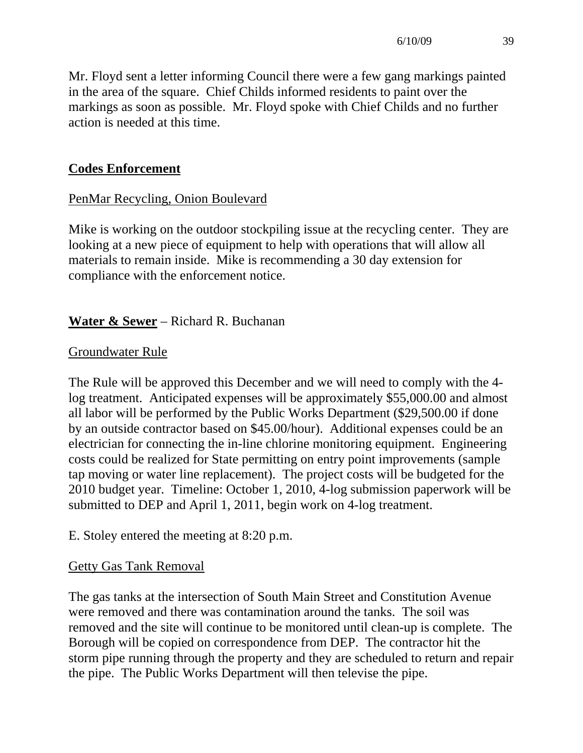Mr. Floyd sent a letter informing Council there were a few gang markings painted in the area of the square. Chief Childs informed residents to paint over the markings as soon as possible. Mr. Floyd spoke with Chief Childs and no further action is needed at this time.

## **Codes Enforcement**

PenMar Recycling, Onion Boulevard

Mike is working on the outdoor stockpiling issue at the recycling center. They are looking at a new piece of equipment to help with operations that will allow all materials to remain inside. Mike is recommending a 30 day extension for compliance with the enforcement notice.

## **Water & Sewer** – Richard R. Buchanan

Groundwater Rule

The Rule will be approved this December and we will need to comply with the 4-log treatment. Anticipated expenses will be approximately $55,000.00 and almost all labor will be performed by the Public Works Department ($29,500.00 if done by an outside contractor based on $45.00/hour). Additional expenses could be an electrician for connecting the in-line chlorine monitoring equipment. Engineering costs could be realized for State permitting on entry point improvements (sample tap moving or water line replacement). The project costs will be budgeted for the 2010 budget year. Timeline: October 1, 2010, 4-log submission paperwork will be submitted to DEP and April 1, 2011, begin work on 4-log treatment.

E. Stoley entered the meeting at 8:20 p.m.

Getty Gas Tank Removal

The gas tanks at the intersection of South Main Street and Constitution Avenue were removed and there was contamination around the tanks. The soil was removed and the site will continue to be monitored until clean-up is complete. The Borough will be copied on correspondence from DEP. The contractor hit the storm pipe running through the property and they are scheduled to return and repair the pipe. The Public Works Department will then televise the pipe.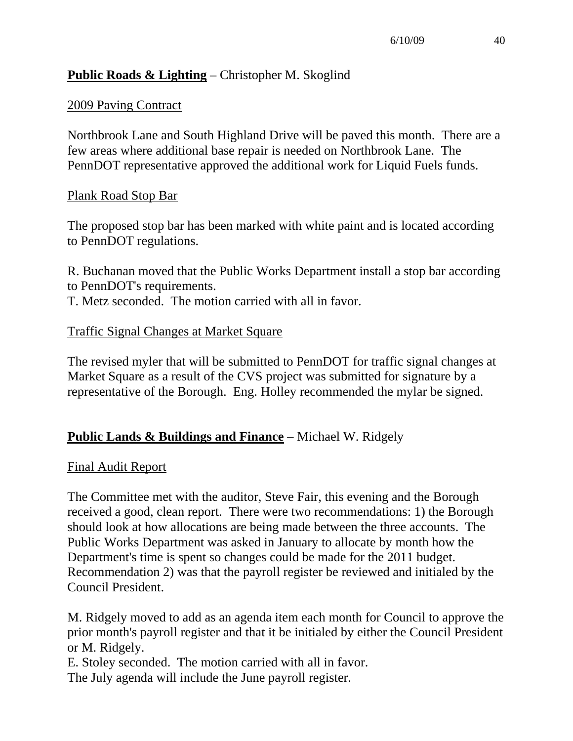**Public Roads & Lighting** – Christopher M. Skoglind

2009 Paving Contract

Northbrook Lane and South Highland Drive will be paved this month. There are a few areas where additional base repair is needed on Northbrook Lane. The PennDOT representative approved the additional work for Liquid Fuels funds.

Plank Road Stop Bar

The proposed stop bar has been marked with white paint and is located according to PennDOT regulations.

R. Buchanan moved that the Public Works Department install a stop bar according to PennDOT's requirements.
T. Metz seconded. The motion carried with all in favor.

Traffic Signal Changes at Market Square

The revised myler that will be submitted to PennDOT for traffic signal changes at Market Square as a result of the CVS project was submitted for signature by a representative of the Borough. Eng. Holley recommended the mylar be signed.

**Public Lands & Buildings and Finance** – Michael W. Ridgely

Final Audit Report

The Committee met with the auditor, Steve Fair, this evening and the Borough received a good, clean report. There were two recommendations: 1) the Borough should look at how allocations are being made between the three accounts. The Public Works Department was asked in January to allocate by month how the Department's time is spent so changes could be made for the 2011 budget. Recommendation 2) was that the payroll register be reviewed and initialed by the Council President.

M. Ridgely moved to add as an agenda item each month for Council to approve the prior month's payroll register and that it be initialed by either the Council President or M. Ridgely.
E. Stoley seconded. The motion carried with all in favor.
The July agenda will include the June payroll register.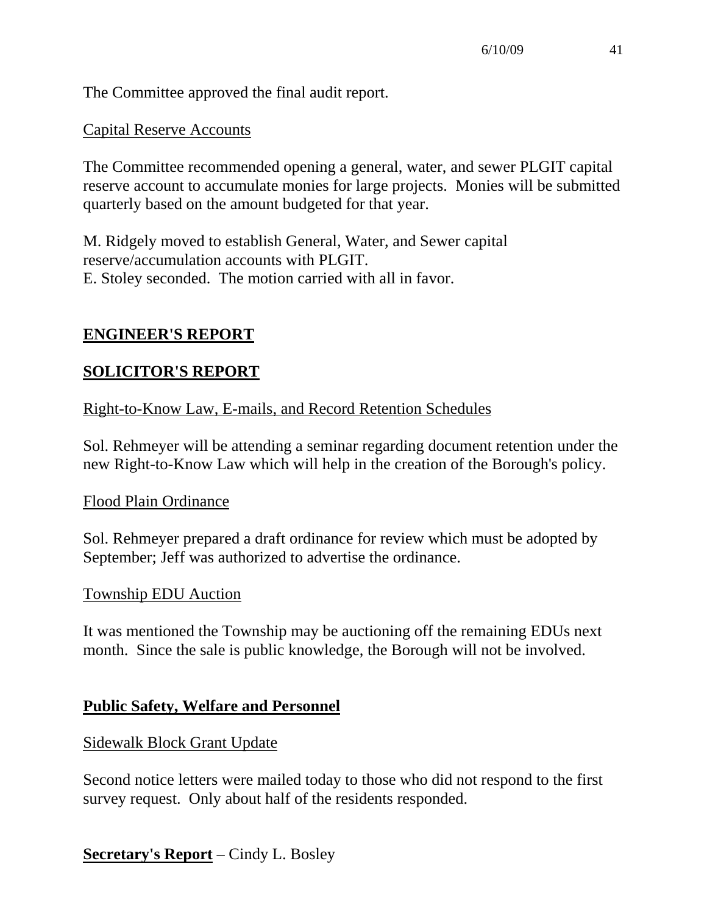The Committee approved the final audit report.

Capital Reserve Accounts

The Committee recommended opening a general, water, and sewer PLGIT capital reserve account to accumulate monies for large projects. Monies will be submitted quarterly based on the amount budgeted for that year.

M. Ridgely moved to establish General, Water, and Sewer capital reserve/accumulation accounts with PLGIT.
E. Stoley seconded. The motion carried with all in favor.

## ENGINEER'S REPORT

## SOLICITOR'S REPORT

Right-to-Know Law, E-mails, and Record Retention Schedules

Sol. Rehmeyer will be attending a seminar regarding document retention under the new Right-to-Know Law which will help in the creation of the Borough's policy.

Flood Plain Ordinance

Sol. Rehmeyer prepared a draft ordinance for review which must be adopted by September; Jeff was authorized to advertise the ordinance.

Township EDU Auction

It was mentioned the Township may be auctioning off the remaining EDUs next month. Since the sale is public knowledge, the Borough will not be involved.

## Public Safety, Welfare and Personnel

Sidewalk Block Grant Update

Second notice letters were mailed today to those who did not respond to the first survey request. Only about half of the residents responded.

**Secretary's Report** – Cindy L. Bosley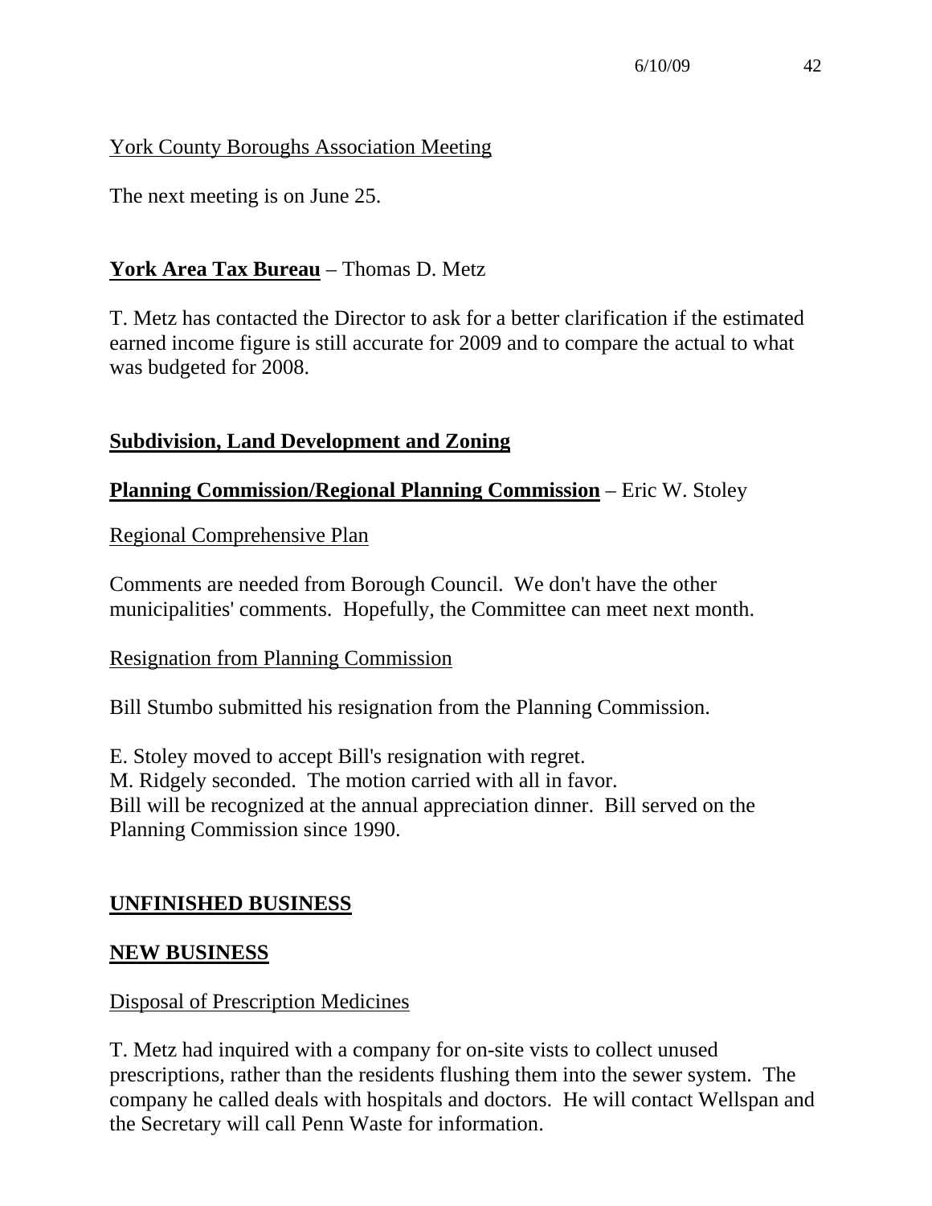York County Boroughs Association Meeting

The next meeting is on June 25.

**York Area Tax Bureau** – Thomas D. Metz

T. Metz has contacted the Director to ask for a better clarification if the estimated earned income figure is still accurate for 2009 and to compare the actual to what was budgeted for 2008.

**Subdivision, Land Development and Zoning**

**Planning Commission/Regional Planning Commission** – Eric W. Stoley

Regional Comprehensive Plan

Comments are needed from Borough Council. We don't have the other municipalities' comments. Hopefully, the Committee can meet next month.

Resignation from Planning Commission

Bill Stumbo submitted his resignation from the Planning Commission.

E. Stoley moved to accept Bill's resignation with regret.
M. Ridgely seconded. The motion carried with all in favor.
Bill will be recognized at the annual appreciation dinner. Bill served on the Planning Commission since 1990.

**UNFINISHED BUSINESS**

**NEW BUSINESS**

Disposal of Prescription Medicines

T. Metz had inquired with a company for on-site vists to collect unused prescriptions, rather than the residents flushing them into the sewer system. The company he called deals with hospitals and doctors. He will contact Wellspan and the Secretary will call Penn Waste for information.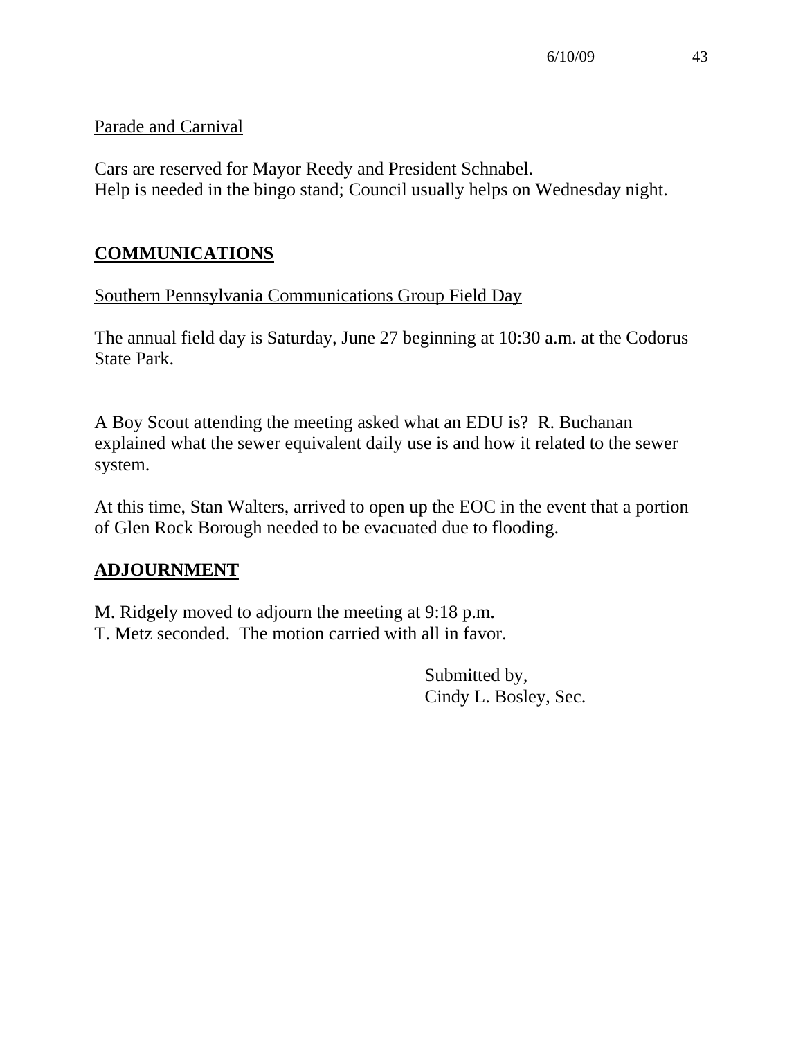Parade and Carnival

Cars are reserved for Mayor Reedy and President Schnabel.
Help is needed in the bingo stand; Council usually helps on Wednesday night.

## COMMUNICATIONS

Southern Pennsylvania Communications Group Field Day

The annual field day is Saturday, June 27 beginning at 10:30 a.m. at the Codorus State Park.

A Boy Scout attending the meeting asked what an EDU is? R. Buchanan explained what the sewer equivalent daily use is and how it related to the sewer system.

At this time, Stan Walters, arrived to open up the EOC in the event that a portion of Glen Rock Borough needed to be evacuated due to flooding.

## ADJOURNMENT

M. Ridgely moved to adjourn the meeting at 9:18 p.m.
T. Metz seconded. The motion carried with all in favor.

Submitted by,
Cindy L. Bosley, Sec.